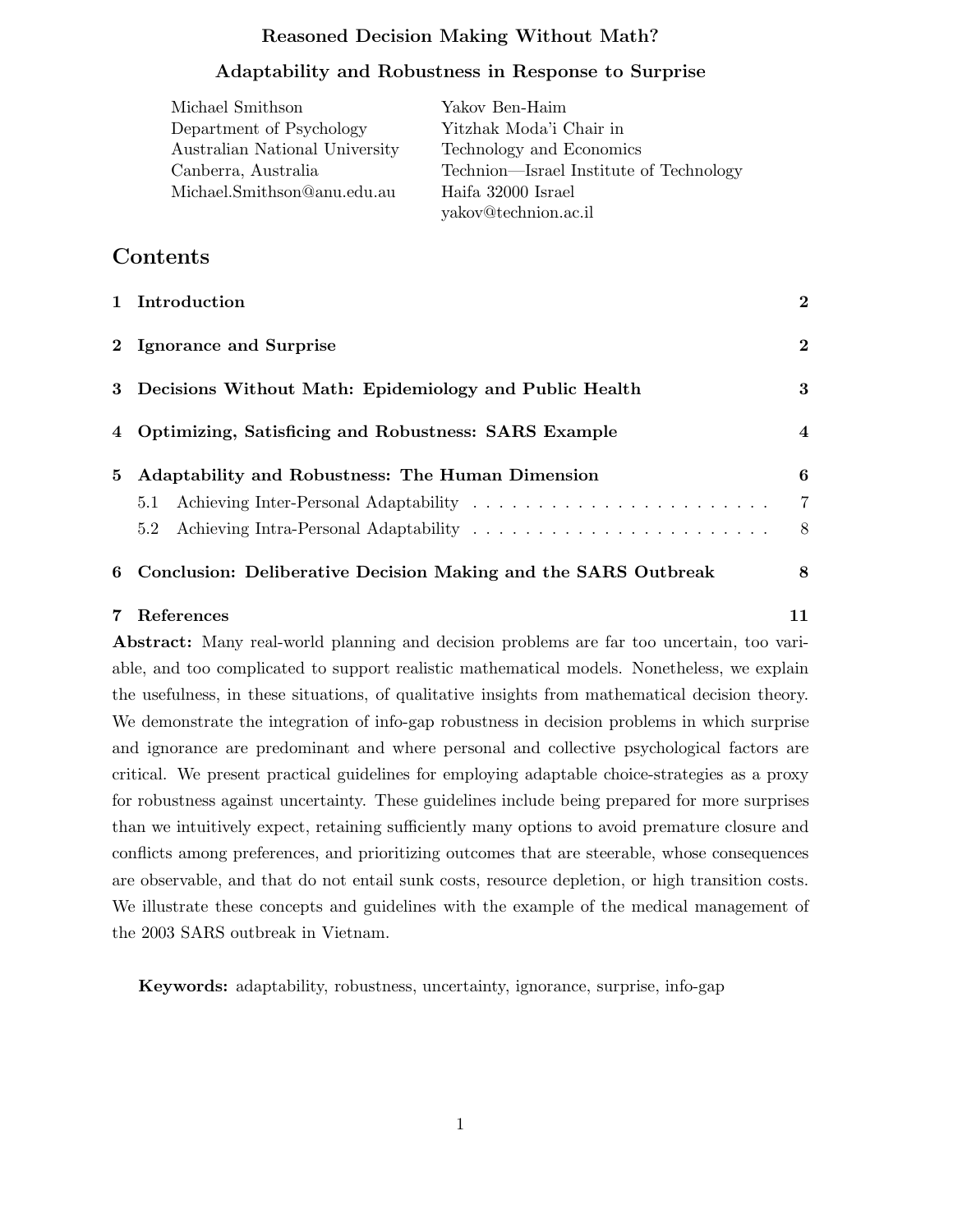# Reasoned Decision Making Without Math?

## Adaptability and Robustness in Response to Surprise

Michael Smithson
Department of Psychology
Australian National University
Canberra, Australia
Michael.Smithson@anu.edu.au

Yakov Ben-Haim
Yitzhak Moda'i Chair in
Technology and Economics
Technion—Israel Institute of Technology
Haifa 32000 Israel
yakov@technion.ac.il

## Contents

1 Introduction 2

2 Ignorance and Surprise 2

3 Decisions Without Math: Epidemiology and Public Health 3

4 Optimizing, Satisficing and Robustness: SARS Example 4

5 Adaptability and Robustness: The Human Dimension 6
- 5.1 Achieving Inter-Personal Adaptability 7
- 5.2 Achieving Intra-Personal Adaptability 8

6 Conclusion: Deliberative Decision Making and the SARS Outbreak 8

7 References 11

**Abstract:** Many real-world planning and decision problems are far too uncertain, too variable, and too complicated to support realistic mathematical models. Nonetheless, we explain the usefulness, in these situations, of qualitative insights from mathematical decision theory. We demonstrate the integration of info-gap robustness in decision problems in which surprise and ignorance are predominant and where personal and collective psychological factors are critical. We present practical guidelines for employing adaptable choice-strategies as a proxy for robustness against uncertainty. These guidelines include being prepared for more surprises than we intuitively expect, retaining sufficiently many options to avoid premature closure and conflicts among preferences, and prioritizing outcomes that are steerable, whose consequences are observable, and that do not entail sunk costs, resource depletion, or high transition costs. We illustrate these concepts and guidelines with the example of the medical management of the 2003 SARS outbreak in Vietnam.

**Keywords:** adaptability, robustness, uncertainty, ignorance, surprise, info-gap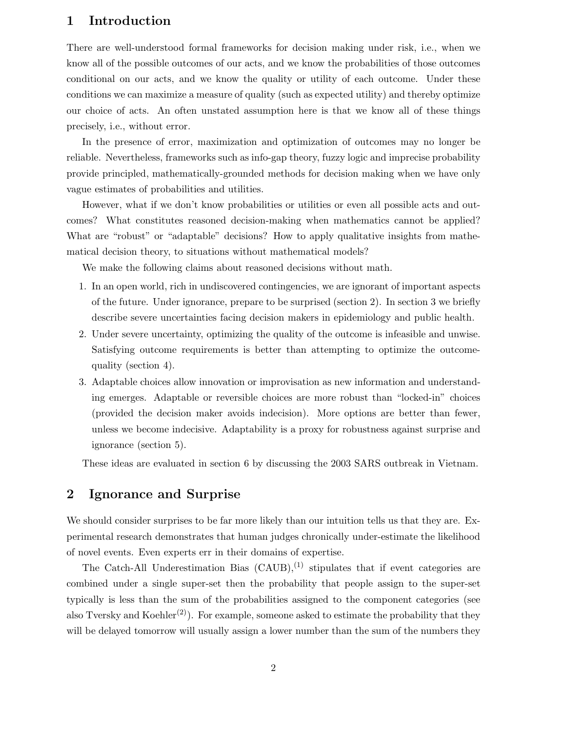## 1 Introduction

There are well-understood formal frameworks for decision making under risk, i.e., when we know all of the possible outcomes of our acts, and we know the probabilities of those outcomes conditional on our acts, and we know the quality or utility of each outcome. Under these conditions we can maximize a measure of quality (such as expected utility) and thereby optimize our choice of acts. An often unstated assumption here is that we know all of these things precisely, i.e., without error.

In the presence of error, maximization and optimization of outcomes may no longer be reliable. Nevertheless, frameworks such as info-gap theory, fuzzy logic and imprecise probability provide principled, mathematically-grounded methods for decision making when we have only vague estimates of probabilities and utilities.

However, what if we don't know probabilities or utilities or even all possible acts and outcomes? What constitutes reasoned decision-making when mathematics cannot be applied? What are "robust" or "adaptable" decisions? How to apply qualitative insights from mathematical decision theory, to situations without mathematical models?

We make the following claims about reasoned decisions without math.

1. In an open world, rich in undiscovered contingencies, we are ignorant of important aspects of the future. Under ignorance, prepare to be surprised (section 2). In section 3 we briefly describe severe uncertainties facing decision makers in epidemiology and public health.
2. Under severe uncertainty, optimizing the quality of the outcome is infeasible and unwise. Satisfying outcome requirements is better than attempting to optimize the outcome-quality (section 4).
3. Adaptable choices allow innovation or improvisation as new information and understanding emerges. Adaptable or reversible choices are more robust than "locked-in" choices (provided the decision maker avoids indecision). More options are better than fewer, unless we become indecisive. Adaptability is a proxy for robustness against surprise and ignorance (section 5).

These ideas are evaluated in section 6 by discussing the 2003 SARS outbreak in Vietnam.

## 2 Ignorance and Surprise

We should consider surprises to be far more likely than our intuition tells us that they are. Experimental research demonstrates that human judges chronically under-estimate the likelihood of novel events. Even experts err in their domains of expertise.

The Catch-All Underestimation Bias (CAUB),[(1)] stipulates that if event categories are combined under a single super-set then the probability that people assign to the super-set typically is less than the sum of the probabilities assigned to the component categories (see also Tversky and Koehler[(2)]). For example, someone asked to estimate the probability that they will be delayed tomorrow will usually assign a lower number than the sum of the numbers they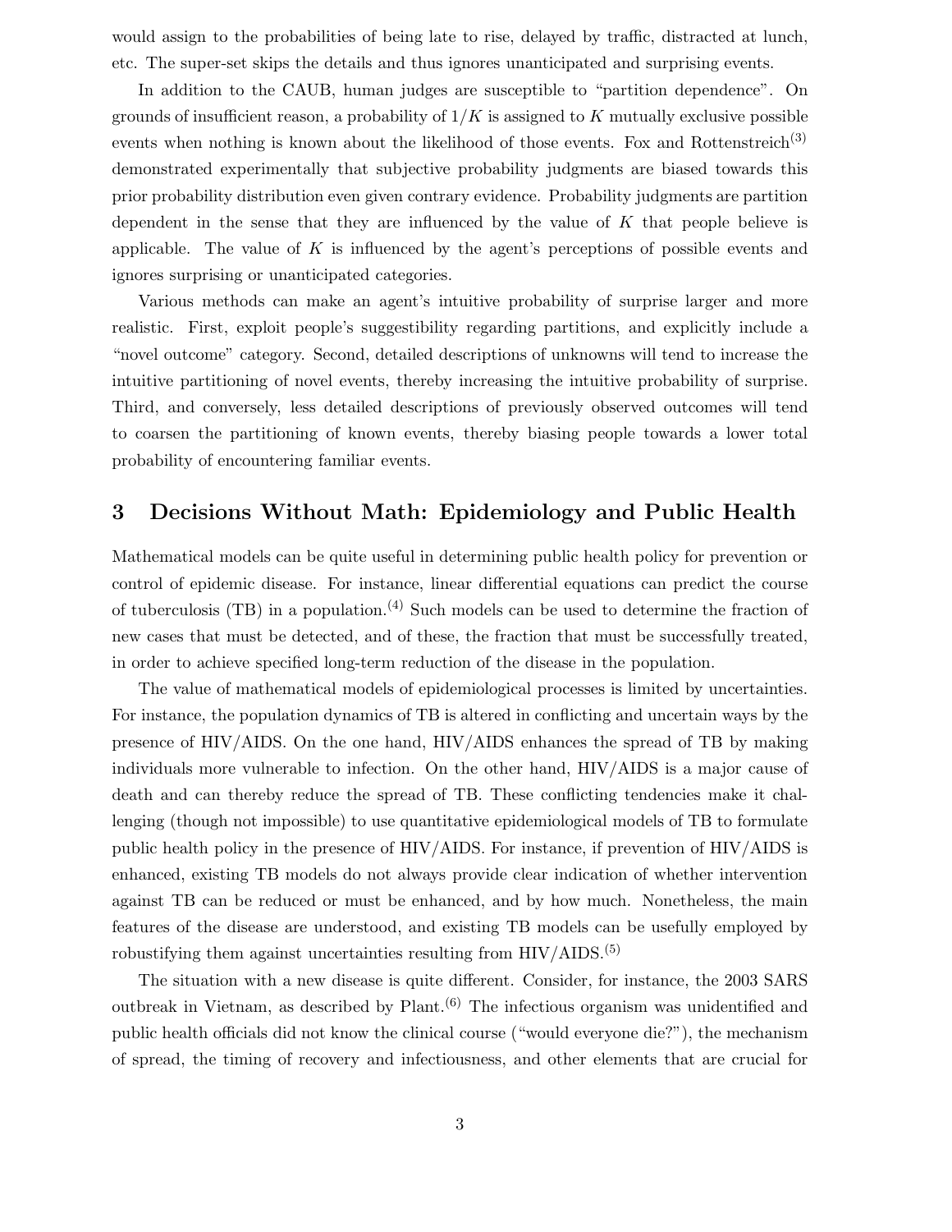would assign to the probabilities of being late to rise, delayed by traffic, distracted at lunch, etc. The super-set skips the details and thus ignores unanticipated and surprising events.

In addition to the CAUB, human judges are susceptible to "partition dependence". On grounds of insufficient reason, a probability of $1/K$ is assigned to $K$ mutually exclusive possible events when nothing is known about the likelihood of those events. Fox and Rottenstreich[3] demonstrated experimentally that subjective probability judgments are biased towards this prior probability distribution even given contrary evidence. Probability judgments are partition dependent in the sense that they are influenced by the value of $K$ that people believe is applicable. The value of $K$ is influenced by the agent's perceptions of possible events and ignores surprising or unanticipated categories.

Various methods can make an agent's intuitive probability of surprise larger and more realistic. First, exploit people's suggestibility regarding partitions, and explicitly include a "novel outcome" category. Second, detailed descriptions of unknowns will tend to increase the intuitive partitioning of novel events, thereby increasing the intuitive probability of surprise. Third, and conversely, less detailed descriptions of previously observed outcomes will tend to coarsen the partitioning of known events, thereby biasing people towards a lower total probability of encountering familiar events.

## 3 Decisions Without Math: Epidemiology and Public Health

Mathematical models can be quite useful in determining public health policy for prevention or control of epidemic disease. For instance, linear differential equations can predict the course of tuberculosis (TB) in a population.[4] Such models can be used to determine the fraction of new cases that must be detected, and of these, the fraction that must be successfully treated, in order to achieve specified long-term reduction of the disease in the population.

The value of mathematical models of epidemiological processes is limited by uncertainties. For instance, the population dynamics of TB is altered in conflicting and uncertain ways by the presence of HIV/AIDS. On the one hand, HIV/AIDS enhances the spread of TB by making individuals more vulnerable to infection. On the other hand, HIV/AIDS is a major cause of death and can thereby reduce the spread of TB. These conflicting tendencies make it challenging (though not impossible) to use quantitative epidemiological models of TB to formulate public health policy in the presence of HIV/AIDS. For instance, if prevention of HIV/AIDS is enhanced, existing TB models do not always provide clear indication of whether intervention against TB can be reduced or must be enhanced, and by how much. Nonetheless, the main features of the disease are understood, and existing TB models can be usefully employed by robustifying them against uncertainties resulting from HIV/AIDS.[5]

The situation with a new disease is quite different. Consider, for instance, the 2003 SARS outbreak in Vietnam, as described by Plant.[6] The infectious organism was unidentified and public health officials did not know the clinical course ("would everyone die?"), the mechanism of spread, the timing of recovery and infectiousness, and other elements that are crucial for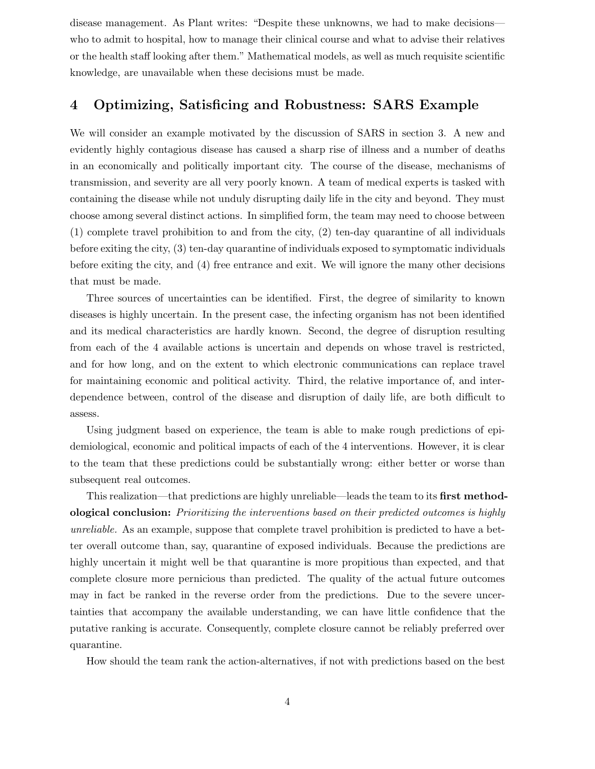disease management. As Plant writes: "Despite these unknowns, we had to make decisions—who to admit to hospital, how to manage their clinical course and what to advise their relatives or the health staff looking after them." Mathematical models, as well as much requisite scientific knowledge, are unavailable when these decisions must be made.

## 4 Optimizing, Satisficing and Robustness: SARS Example

We will consider an example motivated by the discussion of SARS in section 3. A new and evidently highly contagious disease has caused a sharp rise of illness and a number of deaths in an economically and politically important city. The course of the disease, mechanisms of transmission, and severity are all very poorly known. A team of medical experts is tasked with containing the disease while not unduly disrupting daily life in the city and beyond. They must choose among several distinct actions. In simplified form, the team may need to choose between (1) complete travel prohibition to and from the city, (2) ten-day quarantine of all individuals before exiting the city, (3) ten-day quarantine of individuals exposed to symptomatic individuals before exiting the city, and (4) free entrance and exit. We will ignore the many other decisions that must be made.

Three sources of uncertainties can be identified. First, the degree of similarity to known diseases is highly uncertain. In the present case, the infecting organism has not been identified and its medical characteristics are hardly known. Second, the degree of disruption resulting from each of the 4 available actions is uncertain and depends on whose travel is restricted, and for how long, and on the extent to which electronic communications can replace travel for maintaining economic and political activity. Third, the relative importance of, and interdependence between, control of the disease and disruption of daily life, are both difficult to assess.

Using judgment based on experience, the team is able to make rough predictions of epidemiological, economic and political impacts of each of the 4 interventions. However, it is clear to the team that these predictions could be substantially wrong: either better or worse than subsequent real outcomes.

This realization—that predictions are highly unreliable—leads the team to its **first methodological conclusion:** *Prioritizing the interventions based on their predicted outcomes is highly unreliable.* As an example, suppose that complete travel prohibition is predicted to have a better overall outcome than, say, quarantine of exposed individuals. Because the predictions are highly uncertain it might well be that quarantine is more propitious than expected, and that complete closure more pernicious than predicted. The quality of the actual future outcomes may in fact be ranked in the reverse order from the predictions. Due to the severe uncertainties that accompany the available understanding, we can have little confidence that the putative ranking is accurate. Consequently, complete closure cannot be reliably preferred over quarantine.

How should the team rank the action-alternatives, if not with predictions based on the best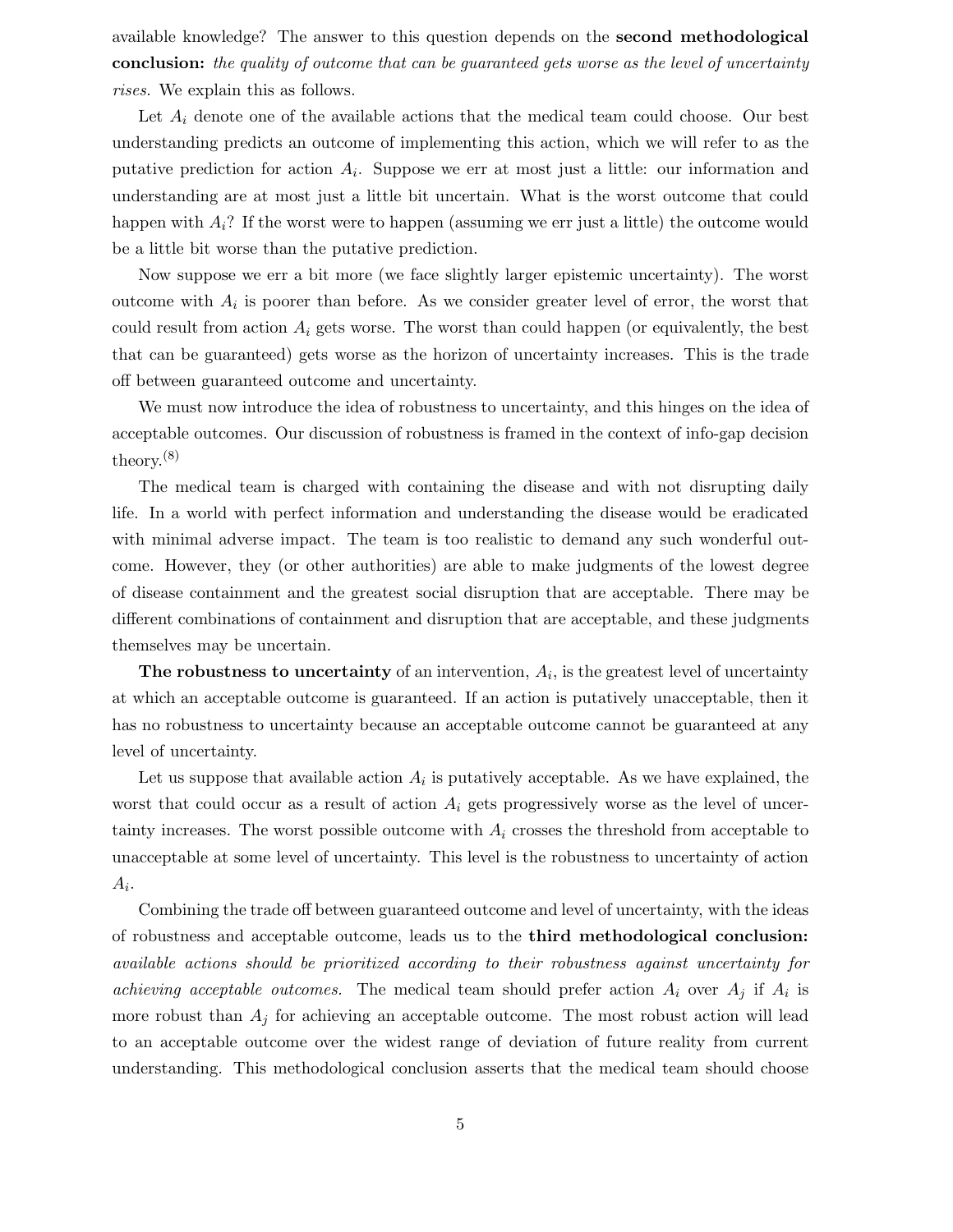available knowledge? The answer to this question depends on the **second methodological conclusion:** *the quality of outcome that can be guaranteed gets worse as the level of uncertainty rises.* We explain this as follows.

Let $A_i$ denote one of the available actions that the medical team could choose. Our best understanding predicts an outcome of implementing this action, which we will refer to as the putative prediction for action $A_i$. Suppose we err at most just a little: our information and understanding are at most just a little bit uncertain. What is the worst outcome that could happen with $A_i$? If the worst were to happen (assuming we err just a little) the outcome would be a little bit worse than the putative prediction.

Now suppose we err a bit more (we face slightly larger epistemic uncertainty). The worst outcome with $A_i$ is poorer than before. As we consider greater level of error, the worst that could result from action $A_i$ gets worse. The worst than could happen (or equivalently, the best that can be guaranteed) gets worse as the horizon of uncertainty increases. This is the trade off between guaranteed outcome and uncertainty.

We must now introduce the idea of robustness to uncertainty, and this hinges on the idea of acceptable outcomes. Our discussion of robustness is framed in the context of info-gap decision theory.[8]

The medical team is charged with containing the disease and with not disrupting daily life. In a world with perfect information and understanding the disease would be eradicated with minimal adverse impact. The team is too realistic to demand any such wonderful outcome. However, they (or other authorities) are able to make judgments of the lowest degree of disease containment and the greatest social disruption that are acceptable. There may be different combinations of containment and disruption that are acceptable, and these judgments themselves may be uncertain.

**The robustness to uncertainty** of an intervention, $A_i$, is the greatest level of uncertainty at which an acceptable outcome is guaranteed. If an action is putatively unacceptable, then it has no robustness to uncertainty because an acceptable outcome cannot be guaranteed at any level of uncertainty.

Let us suppose that available action $A_i$ is putatively acceptable. As we have explained, the worst that could occur as a result of action $A_i$ gets progressively worse as the level of uncertainty increases. The worst possible outcome with $A_i$ crosses the threshold from acceptable to unacceptable at some level of uncertainty. This level is the robustness to uncertainty of action $A_i$.

Combining the trade off between guaranteed outcome and level of uncertainty, with the ideas of robustness and acceptable outcome, leads us to the **third methodological conclusion:** *available actions should be prioritized according to their robustness against uncertainty for achieving acceptable outcomes.* The medical team should prefer action $A_i$ over $A_j$ if $A_i$ is more robust than $A_j$ for achieving an acceptable outcome. The most robust action will lead to an acceptable outcome over the widest range of deviation of future reality from current understanding. This methodological conclusion asserts that the medical team should choose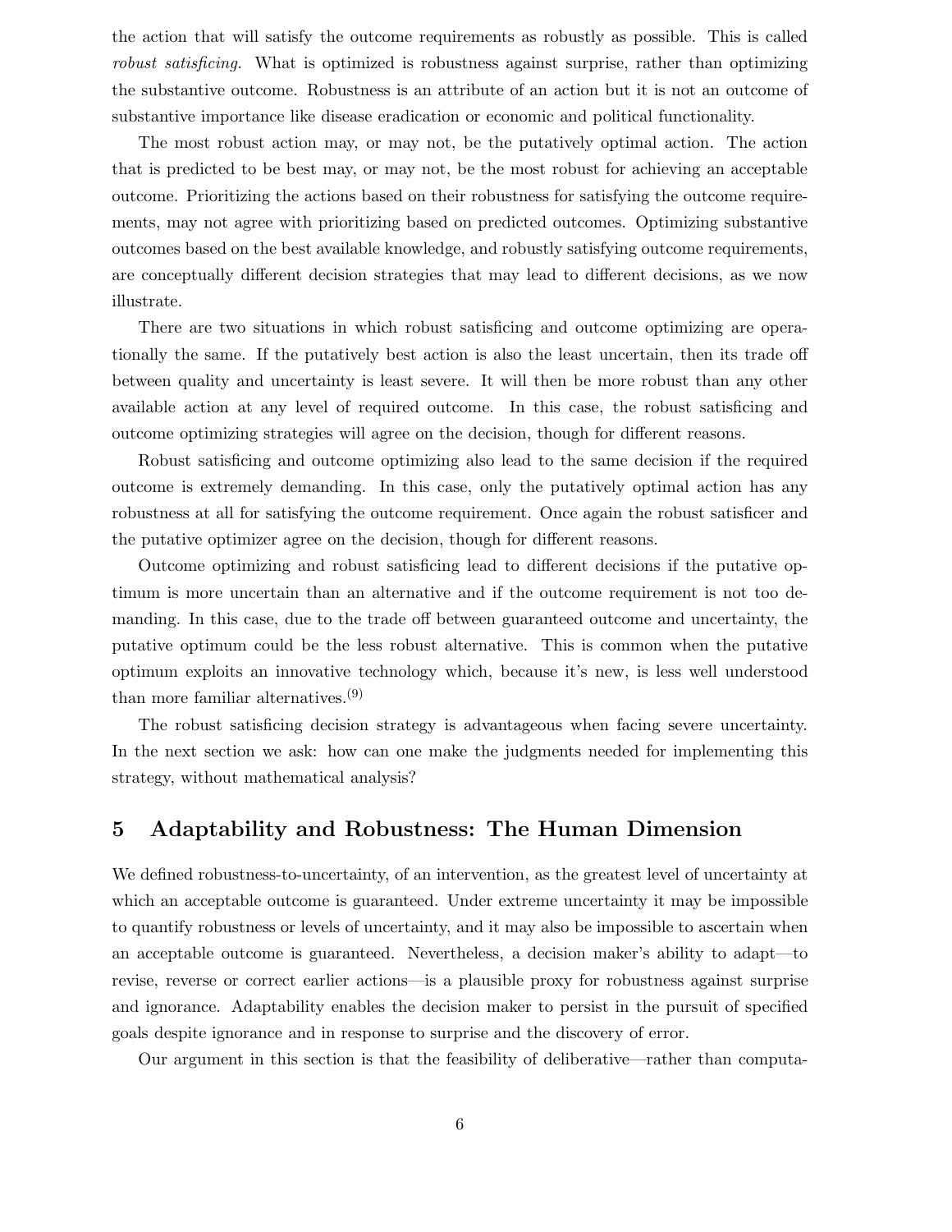the action that will satisfy the outcome requirements as robustly as possible. This is called *robust satisficing*. What is optimized is robustness against surprise, rather than optimizing the substantive outcome. Robustness is an attribute of an action but it is not an outcome of substantive importance like disease eradication or economic and political functionality.

The most robust action may, or may not, be the putatively optimal action. The action that is predicted to be best may, or may not, be the most robust for achieving an acceptable outcome. Prioritizing the actions based on their robustness for satisfying the outcome requirements, may not agree with prioritizing based on predicted outcomes. Optimizing substantive outcomes based on the best available knowledge, and robustly satisfying outcome requirements, are conceptually different decision strategies that may lead to different decisions, as we now illustrate.

There are two situations in which robust satisficing and outcome optimizing are operationally the same. If the putatively best action is also the least uncertain, then its trade off between quality and uncertainty is least severe. It will then be more robust than any other available action at any level of required outcome. In this case, the robust satisficing and outcome optimizing strategies will agree on the decision, though for different reasons.

Robust satisficing and outcome optimizing also lead to the same decision if the required outcome is extremely demanding. In this case, only the putatively optimal action has any robustness at all for satisfying the outcome requirement. Once again the robust satisficer and the putative optimizer agree on the decision, though for different reasons.

Outcome optimizing and robust satisficing lead to different decisions if the putative optimum is more uncertain than an alternative and if the outcome requirement is not too demanding. In this case, due to the trade off between guaranteed outcome and uncertainty, the putative optimum could be the less robust alternative. This is common when the putative optimum exploits an innovative technology which, because it's new, is less well understood than more familiar alternatives.(9)

The robust satisficing decision strategy is advantageous when facing severe uncertainty. In the next section we ask: how can one make the judgments needed for implementing this strategy, without mathematical analysis?

## 5 Adaptability and Robustness: The Human Dimension

We defined robustness-to-uncertainty, of an intervention, as the greatest level of uncertainty at which an acceptable outcome is guaranteed. Under extreme uncertainty it may be impossible to quantify robustness or levels of uncertainty, and it may also be impossible to ascertain when an acceptable outcome is guaranteed. Nevertheless, a decision maker's ability to adapt—to revise, reverse or correct earlier actions—is a plausible proxy for robustness against surprise and ignorance. Adaptability enables the decision maker to persist in the pursuit of specified goals despite ignorance and in response to surprise and the discovery of error.

Our argument in this section is that the feasibility of deliberative—rather than computa-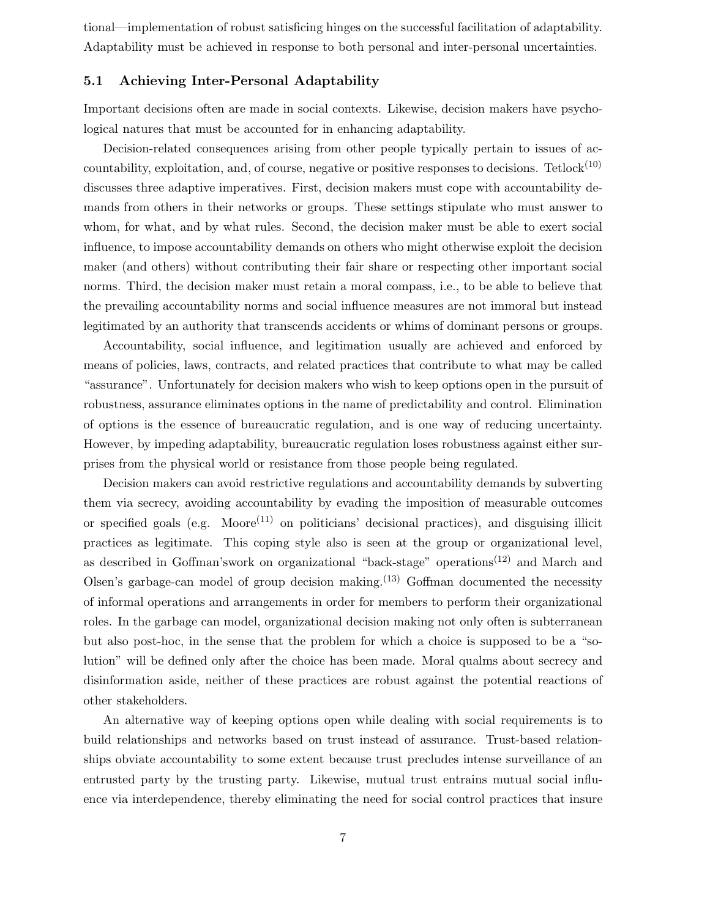tional—implementation of robust satisficing hinges on the successful facilitation of adaptability. Adaptability must be achieved in response to both personal and inter-personal uncertainties.

### 5.1 Achieving Inter-Personal Adaptability

Important decisions often are made in social contexts. Likewise, decision makers have psychological natures that must be accounted for in enhancing adaptability.

Decision-related consequences arising from other people typically pertain to issues of accountability, exploitation, and, of course, negative or positive responses to decisions. Tetlock[10] discusses three adaptive imperatives. First, decision makers must cope with accountability demands from others in their networks or groups. These settings stipulate who must answer to whom, for what, and by what rules. Second, the decision maker must be able to exert social influence, to impose accountability demands on others who might otherwise exploit the decision maker (and others) without contributing their fair share or respecting other important social norms. Third, the decision maker must retain a moral compass, i.e., to be able to believe that the prevailing accountability norms and social influence measures are not immoral but instead legitimated by an authority that transcends accidents or whims of dominant persons or groups.

Accountability, social influence, and legitimation usually are achieved and enforced by means of policies, laws, contracts, and related practices that contribute to what may be called "assurance". Unfortunately for decision makers who wish to keep options open in the pursuit of robustness, assurance eliminates options in the name of predictability and control. Elimination of options is the essence of bureaucratic regulation, and is one way of reducing uncertainty. However, by impeding adaptability, bureaucratic regulation loses robustness against either surprises from the physical world or resistance from those people being regulated.

Decision makers can avoid restrictive regulations and accountability demands by subverting them via secrecy, avoiding accountability by evading the imposition of measurable outcomes or specified goals (e.g. Moore[11] on politicians' decisional practices), and disguising illicit practices as legitimate. This coping style also is seen at the group or organizational level, as described in Goffman'swork on organizational "back-stage" operations[12] and March and Olsen's garbage-can model of group decision making.[13] Goffman documented the necessity of informal operations and arrangements in order for members to perform their organizational roles. In the garbage can model, organizational decision making not only often is subterranean but also post-hoc, in the sense that the problem for which a choice is supposed to be a "solution" will be defined only after the choice has been made. Moral qualms about secrecy and disinformation aside, neither of these practices are robust against the potential reactions of other stakeholders.

An alternative way of keeping options open while dealing with social requirements is to build relationships and networks based on trust instead of assurance. Trust-based relationships obviate accountability to some extent because trust precludes intense surveillance of an entrusted party by the trusting party. Likewise, mutual trust entrains mutual social influence via interdependence, thereby eliminating the need for social control practices that insure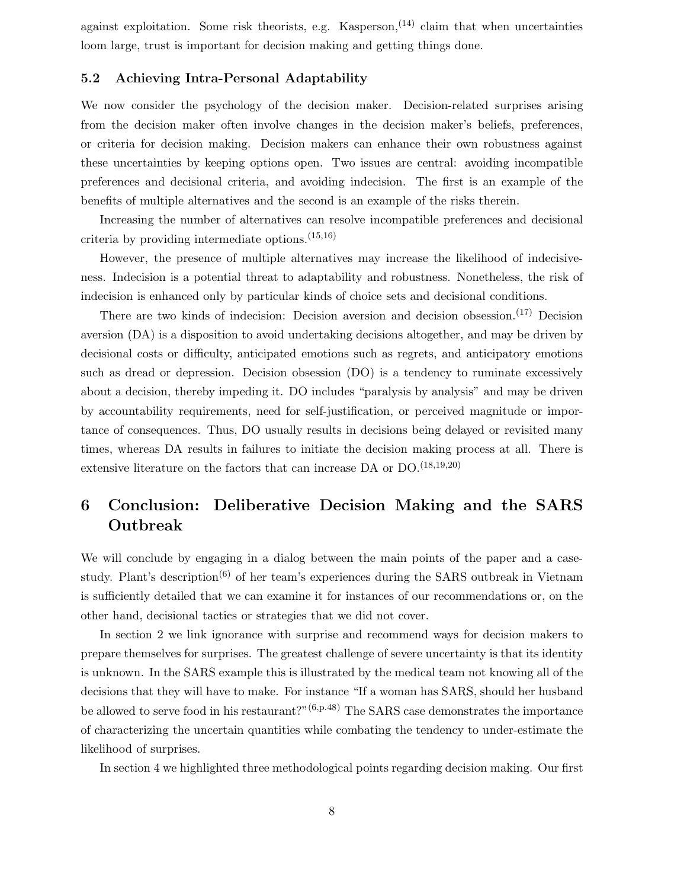against exploitation. Some risk theorists, e.g. Kasperson,[14] claim that when uncertainties loom large, trust is important for decision making and getting things done.

### 5.2 Achieving Intra-Personal Adaptability

We now consider the psychology of the decision maker. Decision-related surprises arising from the decision maker often involve changes in the decision maker's beliefs, preferences, or criteria for decision making. Decision makers can enhance their own robustness against these uncertainties by keeping options open. Two issues are central: avoiding incompatible preferences and decisional criteria, and avoiding indecision. The first is an example of the benefits of multiple alternatives and the second is an example of the risks therein.

Increasing the number of alternatives can resolve incompatible preferences and decisional criteria by providing intermediate options.[15,16]

However, the presence of multiple alternatives may increase the likelihood of indecisiveness. Indecision is a potential threat to adaptability and robustness. Nonetheless, the risk of indecision is enhanced only by particular kinds of choice sets and decisional conditions.

There are two kinds of indecision: Decision aversion and decision obsession.[17] Decision aversion (DA) is a disposition to avoid undertaking decisions altogether, and may be driven by decisional costs or difficulty, anticipated emotions such as regrets, and anticipatory emotions such as dread or depression. Decision obsession (DO) is a tendency to ruminate excessively about a decision, thereby impeding it. DO includes "paralysis by analysis" and may be driven by accountability requirements, need for self-justification, or perceived magnitude or importance of consequences. Thus, DO usually results in decisions being delayed or revisited many times, whereas DA results in failures to initiate the decision making process at all. There is extensive literature on the factors that can increase DA or DO.[18,19,20]

## 6 Conclusion: Deliberative Decision Making and the SARS Outbreak

We will conclude by engaging in a dialog between the main points of the paper and a case-study. Plant's description[6] of her team's experiences during the SARS outbreak in Vietnam is sufficiently detailed that we can examine it for instances of our recommendations or, on the other hand, decisional tactics or strategies that we did not cover.

In section 2 we link ignorance with surprise and recommend ways for decision makers to prepare themselves for surprises. The greatest challenge of severe uncertainty is that its identity is unknown. In the SARS example this is illustrated by the medical team not knowing all of the decisions that they will have to make. For instance "If a woman has SARS, should her husband be allowed to serve food in his restaurant?"[6,p.48] The SARS case demonstrates the importance of characterizing the uncertain quantities while combating the tendency to under-estimate the likelihood of surprises.

In section 4 we highlighted three methodological points regarding decision making. Our first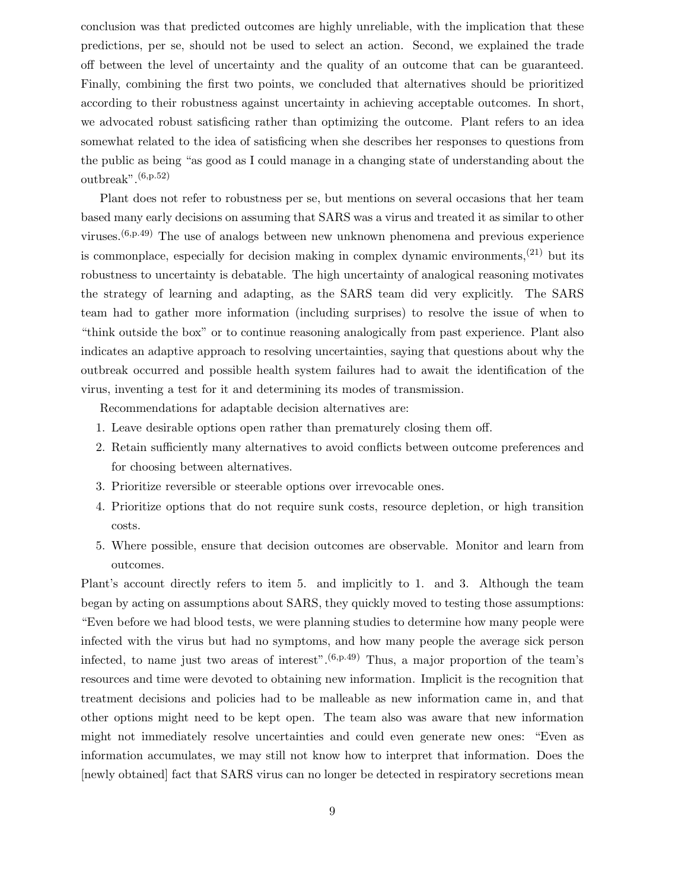conclusion was that predicted outcomes are highly unreliable, with the implication that these predictions, per se, should not be used to select an action. Second, we explained the trade off between the level of uncertainty and the quality of an outcome that can be guaranteed. Finally, combining the first two points, we concluded that alternatives should be prioritized according to their robustness against uncertainty in achieving acceptable outcomes. In short, we advocated robust satisficing rather than optimizing the outcome. Plant refers to an idea somewhat related to the idea of satisficing when she describes her responses to questions from the public as being "as good as I could manage in a changing state of understanding about the outbreak".[6,p.52]

Plant does not refer to robustness per se, but mentions on several occasions that her team based many early decisions on assuming that SARS was a virus and treated it as similar to other viruses.[6,p.49] The use of analogs between new unknown phenomena and previous experience is commonplace, especially for decision making in complex dynamic environments,[21] but its robustness to uncertainty is debatable. The high uncertainty of analogical reasoning motivates the strategy of learning and adapting, as the SARS team did very explicitly. The SARS team had to gather more information (including surprises) to resolve the issue of when to "think outside the box" or to continue reasoning analogically from past experience. Plant also indicates an adaptive approach to resolving uncertainties, saying that questions about why the outbreak occurred and possible health system failures had to await the identification of the virus, inventing a test for it and determining its modes of transmission.

Recommendations for adaptable decision alternatives are:

1. Leave desirable options open rather than prematurely closing them off.
2. Retain sufficiently many alternatives to avoid conflicts between outcome preferences and for choosing between alternatives.
3. Prioritize reversible or steerable options over irrevocable ones.
4. Prioritize options that do not require sunk costs, resource depletion, or high transition costs.
5. Where possible, ensure that decision outcomes are observable. Monitor and learn from outcomes.

Plant's account directly refers to item 5. and implicitly to 1. and 3. Although the team began by acting on assumptions about SARS, they quickly moved to testing those assumptions: "Even before we had blood tests, we were planning studies to determine how many people were infected with the virus but had no symptoms, and how many people the average sick person infected, to name just two areas of interest".[6,p.49] Thus, a major proportion of the team's resources and time were devoted to obtaining new information. Implicit is the recognition that treatment decisions and policies had to be malleable as new information came in, and that other options might need to be kept open. The team also was aware that new information might not immediately resolve uncertainties and could even generate new ones: "Even as information accumulates, we may still not know how to interpret that information. Does the [newly obtained] fact that SARS virus can no longer be detected in respiratory secretions mean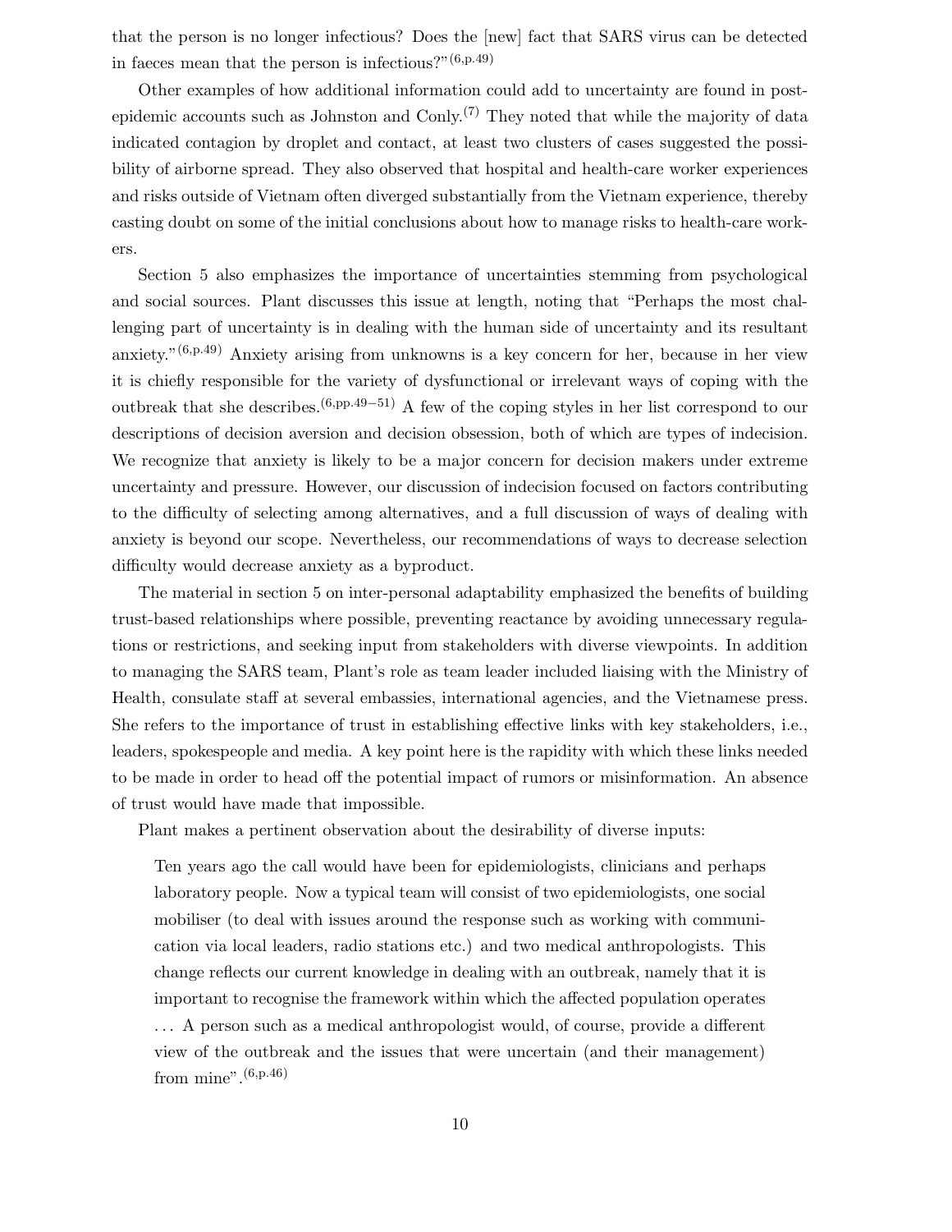that the person is no longer infectious? Does the [new] fact that SARS virus can be detected in faeces mean that the person is infectious?"[6,p.49]

Other examples of how additional information could add to uncertainty are found in post-epidemic accounts such as Johnston and Conly.[7] They noted that while the majority of data indicated contagion by droplet and contact, at least two clusters of cases suggested the possibility of airborne spread. They also observed that hospital and health-care worker experiences and risks outside of Vietnam often diverged substantially from the Vietnam experience, thereby casting doubt on some of the initial conclusions about how to manage risks to health-care workers.

Section 5 also emphasizes the importance of uncertainties stemming from psychological and social sources. Plant discusses this issue at length, noting that "Perhaps the most challenging part of uncertainty is in dealing with the human side of uncertainty and its resultant anxiety."[6,p.49] Anxiety arising from unknowns is a key concern for her, because in her view it is chiefly responsible for the variety of dysfunctional or irrelevant ways of coping with the outbreak that she describes.[6,pp.49−51] A few of the coping styles in her list correspond to our descriptions of decision aversion and decision obsession, both of which are types of indecision. We recognize that anxiety is likely to be a major concern for decision makers under extreme uncertainty and pressure. However, our discussion of indecision focused on factors contributing to the difficulty of selecting among alternatives, and a full discussion of ways of dealing with anxiety is beyond our scope. Nevertheless, our recommendations of ways to decrease selection difficulty would decrease anxiety as a byproduct.

The material in section 5 on inter-personal adaptability emphasized the benefits of building trust-based relationships where possible, preventing reactance by avoiding unnecessary regulations or restrictions, and seeking input from stakeholders with diverse viewpoints. In addition to managing the SARS team, Plant's role as team leader included liaising with the Ministry of Health, consulate staff at several embassies, international agencies, and the Vietnamese press. She refers to the importance of trust in establishing effective links with key stakeholders, i.e., leaders, spokespeople and media. A key point here is the rapidity with which these links needed to be made in order to head off the potential impact of rumors or misinformation. An absence of trust would have made that impossible.

Plant makes a pertinent observation about the desirability of diverse inputs:

> Ten years ago the call would have been for epidemiologists, clinicians and perhaps laboratory people. Now a typical team will consist of two epidemiologists, one social mobiliser (to deal with issues around the response such as working with communication via local leaders, radio stations etc.) and two medical anthropologists. This change reflects our current knowledge in dealing with an outbreak, namely that it is important to recognise the framework within which the affected population operates . . . A person such as a medical anthropologist would, of course, provide a different view of the outbreak and the issues that were uncertain (and their management) from mine".[6,p.46]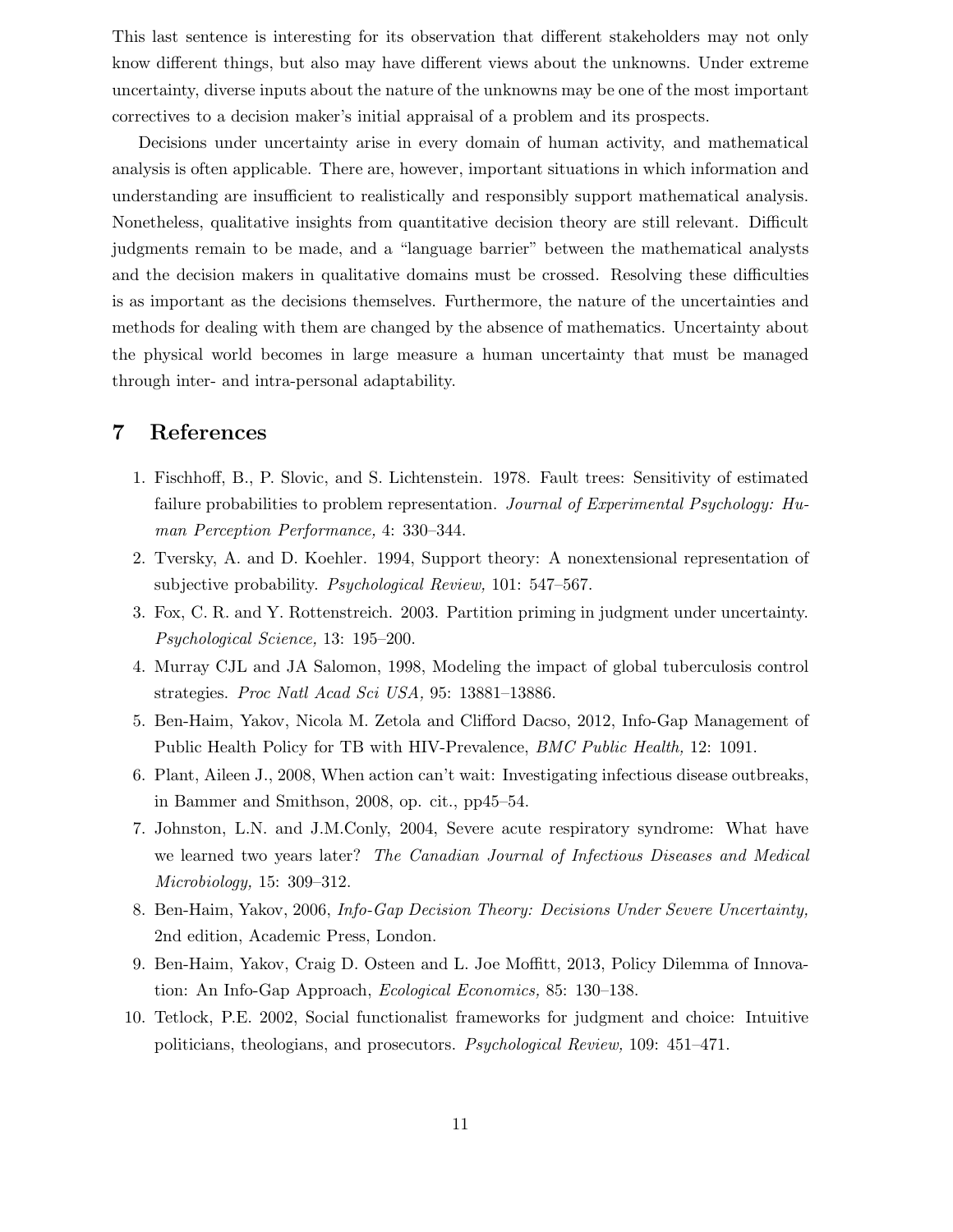This last sentence is interesting for its observation that different stakeholders may not only know different things, but also may have different views about the unknowns. Under extreme uncertainty, diverse inputs about the nature of the unknowns may be one of the most important correctives to a decision maker's initial appraisal of a problem and its prospects.

Decisions under uncertainty arise in every domain of human activity, and mathematical analysis is often applicable. There are, however, important situations in which information and understanding are insufficient to realistically and responsibly support mathematical analysis. Nonetheless, qualitative insights from quantitative decision theory are still relevant. Difficult judgments remain to be made, and a "language barrier" between the mathematical analysts and the decision makers in qualitative domains must be crossed. Resolving these difficulties is as important as the decisions themselves. Furthermore, the nature of the uncertainties and methods for dealing with them are changed by the absence of mathematics. Uncertainty about the physical world becomes in large measure a human uncertainty that must be managed through inter- and intra-personal adaptability.

# 7 References

1. Fischhoff, B., P. Slovic, and S. Lichtenstein. 1978. Fault trees: Sensitivity of estimated failure probabilities to problem representation. *Journal of Experimental Psychology: Human Perception Performance,* 4: 330–344.
2. Tversky, A. and D. Koehler. 1994, Support theory: A nonextensional representation of subjective probability. *Psychological Review,* 101: 547–567.
3. Fox, C. R. and Y. Rottenstreich. 2003. Partition priming in judgment under uncertainty. *Psychological Science,* 13: 195–200.
4. Murray CJL and JA Salomon, 1998, Modeling the impact of global tuberculosis control strategies. *Proc Natl Acad Sci USA,* 95: 13881–13886.
5. Ben-Haim, Yakov, Nicola M. Zetola and Clifford Dacso, 2012, Info-Gap Management of Public Health Policy for TB with HIV-Prevalence, *BMC Public Health,* 12: 1091.
6. Plant, Aileen J., 2008, When action can't wait: Investigating infectious disease outbreaks, in Bammer and Smithson, 2008, op. cit., pp45–54.
7. Johnston, L.N. and J.M.Conly, 2004, Severe acute respiratory syndrome: What have we learned two years later? *The Canadian Journal of Infectious Diseases and Medical Microbiology,* 15: 309–312.
8. Ben-Haim, Yakov, 2006, *Info-Gap Decision Theory: Decisions Under Severe Uncertainty,* 2nd edition, Academic Press, London.
9. Ben-Haim, Yakov, Craig D. Osteen and L. Joe Moffitt, 2013, Policy Dilemma of Innovation: An Info-Gap Approach, *Ecological Economics,* 85: 130–138.
10. Tetlock, P.E. 2002, Social functionalist frameworks for judgment and choice: Intuitive politicians, theologians, and prosecutors. *Psychological Review,* 109: 451–471.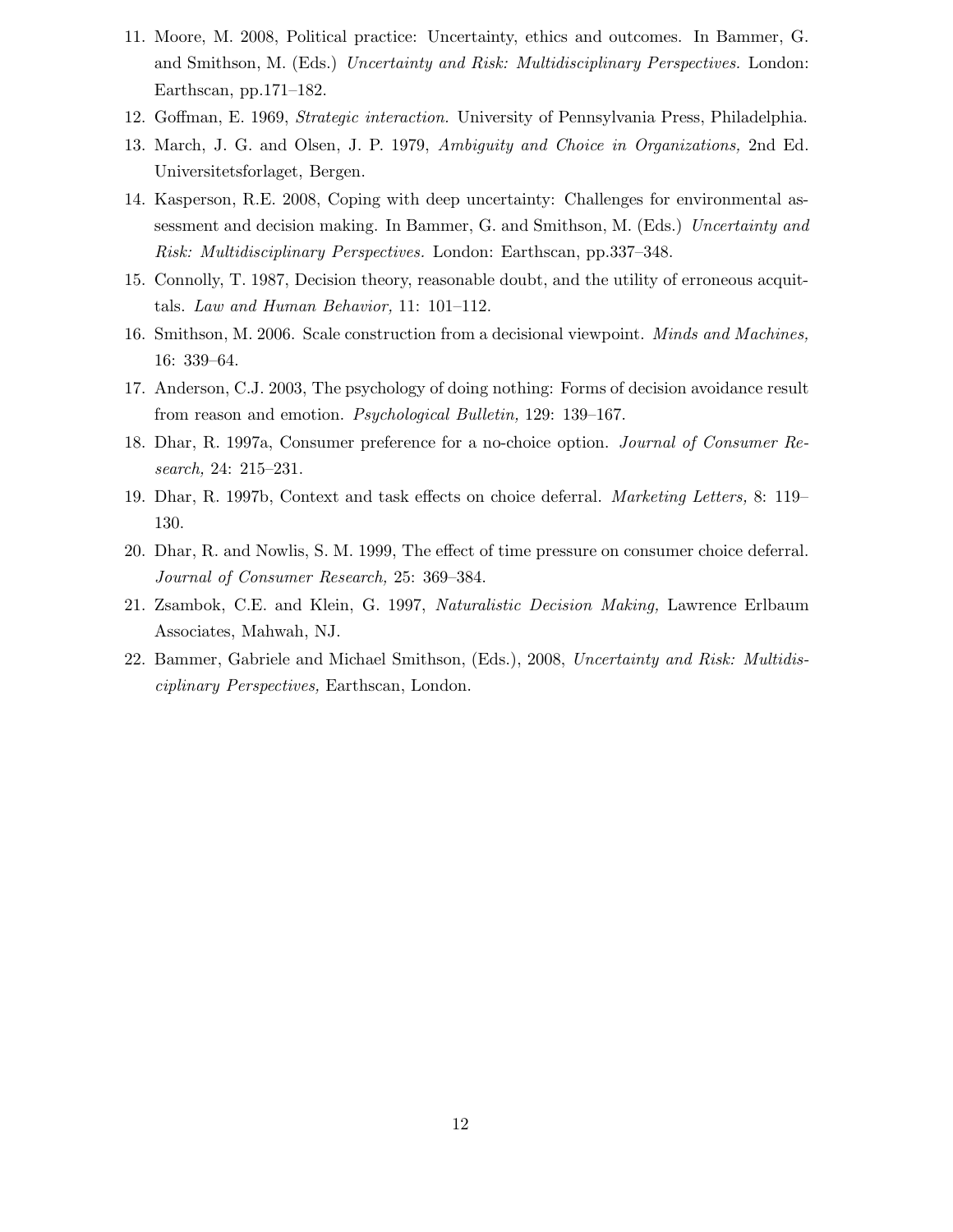11. Moore, M. 2008, Political practice: Uncertainty, ethics and outcomes. In Bammer, G. and Smithson, M. (Eds.) *Uncertainty and Risk: Multidisciplinary Perspectives.* London: Earthscan, pp.171–182.
12. Goffman, E. 1969, *Strategic interaction.* University of Pennsylvania Press, Philadelphia.
13. March, J. G. and Olsen, J. P. 1979, *Ambiguity and Choice in Organizations,* 2nd Ed. Universitetsforlaget, Bergen.
14. Kasperson, R.E. 2008, Coping with deep uncertainty: Challenges for environmental assessment and decision making. In Bammer, G. and Smithson, M. (Eds.) *Uncertainty and Risk: Multidisciplinary Perspectives.* London: Earthscan, pp.337–348.
15. Connolly, T. 1987, Decision theory, reasonable doubt, and the utility of erroneous acquittals. *Law and Human Behavior,* 11: 101–112.
16. Smithson, M. 2006. Scale construction from a decisional viewpoint. *Minds and Machines,* 16: 339–64.
17. Anderson, C.J. 2003, The psychology of doing nothing: Forms of decision avoidance result from reason and emotion. *Psychological Bulletin,* 129: 139–167.
18. Dhar, R. 1997a, Consumer preference for a no-choice option. *Journal of Consumer Research,* 24: 215–231.
19. Dhar, R. 1997b, Context and task effects on choice deferral. *Marketing Letters,* 8: 119–130.
20. Dhar, R. and Nowlis, S. M. 1999, The effect of time pressure on consumer choice deferral. *Journal of Consumer Research,* 25: 369–384.
21. Zsambok, C.E. and Klein, G. 1997, *Naturalistic Decision Making,* Lawrence Erlbaum Associates, Mahwah, NJ.
22. Bammer, Gabriele and Michael Smithson, (Eds.), 2008, *Uncertainty and Risk: Multidisciplinary Perspectives,* Earthscan, London.